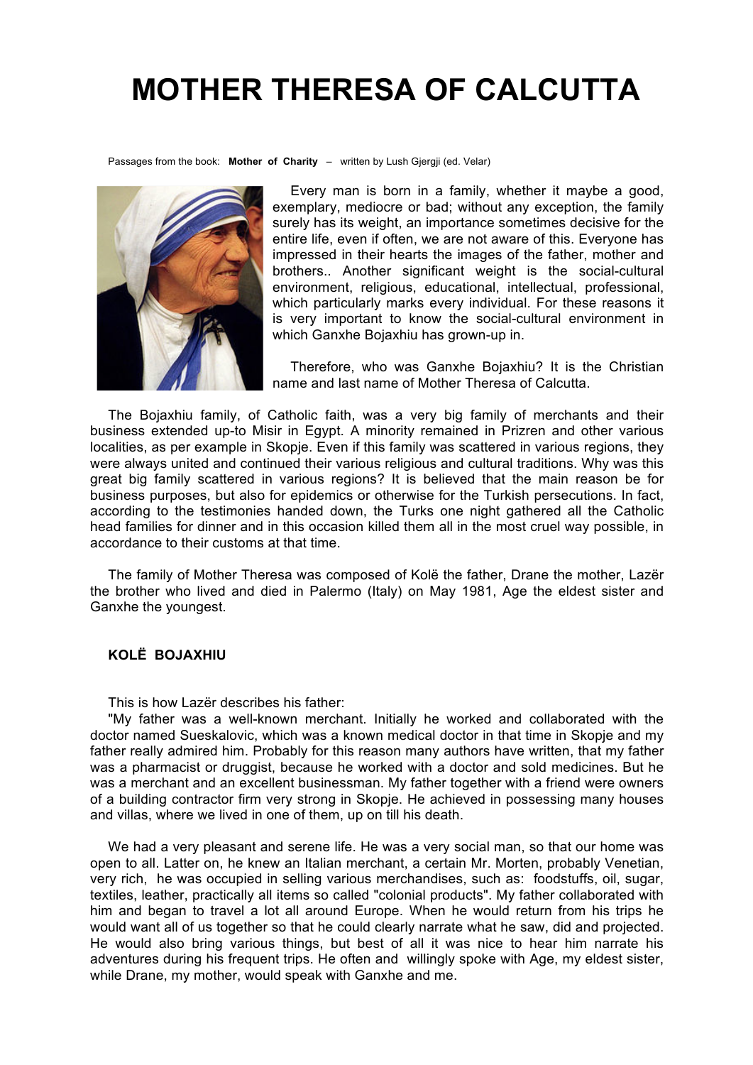# MOTHER THERESA OF CALCUTTA

Passages from the book: **Mother of Charity** – written by Lush Gjergji (ed. Velar)

Every man is born in a family, whether it maybe a good, exemplary, mediocre or bad; without any exception, the family surely has its weight, an importance sometimes decisive for the entire life, even if often, we are not aware of this. Everyone has impressed in their hearts the images of the father, mother and brothers.. Another significant weight is the social-cultural environment, religious, educational, intellectual, professional, which particularly marks every individual. For these reasons it is very important to know the social-cultural environment in which Ganxhe Bojaxhiu has grown-up in.

Therefore, who was Ganxhe Bojaxhiu? It is the Christian name and last name of Mother Theresa of Calcutta.

The Bojaxhiu family, of Catholic faith, was a very big family of merchants and their business extended up-to Misir in Egypt. A minority remained in Prizren and other various localities, as per example in Skopje. Even if this family was scattered in various regions, they were always united and continued their various religious and cultural traditions. Why was this great big family scattered in various regions? It is believed that the main reason be for business purposes, but also for epidemics or otherwise for the Turkish persecutions. In fact, according to the testimonies handed down, the Turks one night gathered all the Catholic head families for dinner and in this occasion killed them all in the most cruel way possible, in accordance to their customs at that time.

The family of Mother Theresa was composed of Kolë the father, Drane the mother, Lazër the brother who lived and died in Palermo (Italy) on May 1981, Age the eldest sister and Ganxhe the youngest.

### KOLË BOJAXHIU

This is how Lazër describes his father:

"My father was a well-known merchant. Initially he worked and collaborated with the doctor named Sueskalovic, which was a known medical doctor in that time in Skopje and my father really admired him. Probably for this reason many authors have written, that my father was a pharmacist or druggist, because he worked with a doctor and sold medicines. But he was a merchant and an excellent businessman. My father together with a friend were owners of a building contractor firm very strong in Skopje. He achieved in possessing many houses and villas, where we lived in one of them, up on till his death.

We had a very pleasant and serene life. He was a very social man, so that our home was open to all. Latter on, he knew an Italian merchant, a certain Mr. Morten, probably Venetian, very rich, he was occupied in selling various merchandises, such as: foodstuffs, oil, sugar, textiles, leather, practically all items so called "colonial products". My father collaborated with him and began to travel a lot all around Europe. When he would return from his trips he would want all of us together so that he could clearly narrate what he saw, did and projected. He would also bring various things, but best of all it was nice to hear him narrate his adventures during his frequent trips. He often and willingly spoke with Age, my eldest sister, while Drane, my mother, would speak with Ganxhe and me.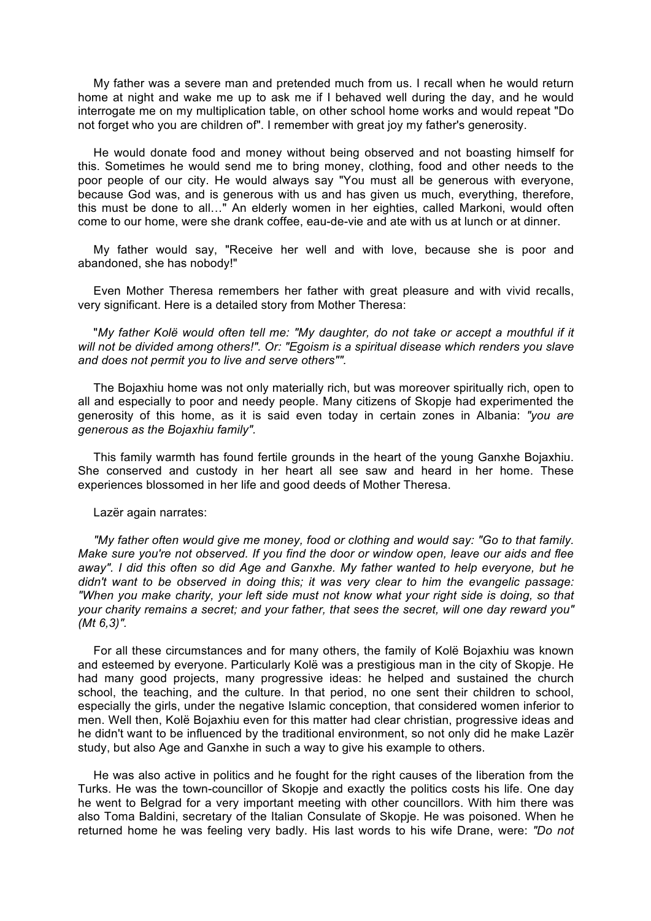My father was a severe man and pretended much from us. I recall when he would return home at night and wake me up to ask me if I behaved well during the day, and he would interrogate me on my multiplication table, on other school home works and would repeat "Do not forget who you are children of". I remember with great joy my father's generosity.

He would donate food and money without being observed and not boasting himself for this. Sometimes he would send me to bring money, clothing, food and other needs to the poor people of our city. He would always say "You must all be generous with everyone, because God was, and is generous with us and has given us much, everything, therefore, this must be done to all…" An elderly women in her eighties, called Markoni, would often come to our home, were she drank coffee, eau-de-vie and ate with us at lunch or at dinner.

My father would say, "Receive her well and with love, because she is poor and abandoned, she has nobody!"

Even Mother Theresa remembers her father with great pleasure and with vivid recalls, very significant. Here is a detailed story from Mother Theresa:

"*My father Kolë would often tell me: "My daughter, do not take or accept a mouthful if it will not be divided among others!". Or: "Egoism is a spiritual disease which renders you slave and does not permit you to live and serve others"".*

The Bojaxhiu home was not only materially rich, but was moreover spiritually rich, open to all and especially to poor and needy people. Many citizens of Skopje had experimented the generosity of this home, as it is said even today in certain zones in Albania: *"you are generous as the Bojaxhiu family".*

This family warmth has found fertile grounds in the heart of the young Ganxhe Bojaxhiu. She conserved and custody in her heart all see saw and heard in her home. These experiences blossomed in her life and good deeds of Mother Theresa.

Lazër again narrates:

*"My father often would give me money, food or clothing and would say: "Go to that family. Make sure you're not observed. If you find the door or window open, leave our aids and flee away". I did this often so did Age and Ganxhe. My father wanted to help everyone, but he didn't want to be observed in doing this; it was very clear to him the evangelic passage: "When you make charity, your left side must not know what your right side is doing, so that your charity remains a secret; and your father, that sees the secret, will one day reward you" (Mt 6,3)".*

For all these circumstances and for many others, the family of Kolë Bojaxhiu was known and esteemed by everyone. Particularly Kolë was a prestigious man in the city of Skopje. He had many good projects, many progressive ideas: he helped and sustained the church school, the teaching, and the culture. In that period, no one sent their children to school, especially the girls, under the negative Islamic conception, that considered women inferior to men. Well then, Kolë Bojaxhiu even for this matter had clear christian, progressive ideas and he didn't want to be influenced by the traditional environment, so not only did he make Lazër study, but also Age and Ganxhe in such a way to give his example to others.

He was also active in politics and he fought for the right causes of the liberation from the Turks. He was the town-councillor of Skopje and exactly the politics costs his life. One day he went to Belgrad for a very important meeting with other councillors. With him there was also Toma Baldini, secretary of the Italian Consulate of Skopje. He was poisoned. When he returned home he was feeling very badly. His last words to his wife Drane, were: *"Do not*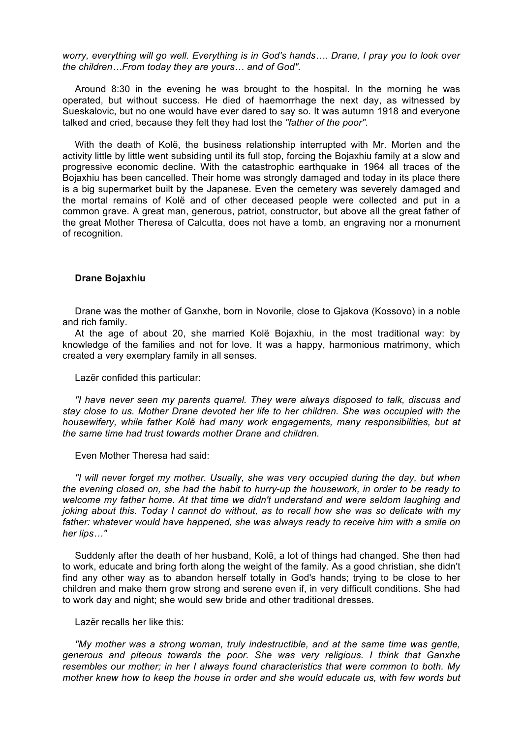*worry, everything will go well. Everything is in God's hands…. Drane, I pray you to look over the children…From today they are yours… and of God".*

Around 8:30 in the evening he was brought to the hospital. In the morning he was operated, but without success. He died of haemorrhage the next day, as witnessed by Sueskalovic, but no one would have ever dared to say so. It was autumn 1918 and everyone talked and cried, because they felt they had lost the *"father of the poor"*.

With the death of Kolë, the business relationship interrupted with Mr. Morten and the activity little by little went subsiding until its full stop, forcing the Bojaxhiu family at a slow and progressive economic decline. With the catastrophic earthquake in 1964 all traces of the Bojaxhiu has been cancelled. Their home was strongly damaged and today in its place there is a big supermarket built by the Japanese. Even the cemetery was severely damaged and the mortal remains of Kolë and of other deceased people were collected and put in a common grave. A great man, generous, patriot, constructor, but above all the great father of the great Mother Theresa of Calcutta, does not have a tomb, an engraving nor a monument of recognition.

**Drane Bojaxhiu**

Drane was the mother of Ganxhe, born in Novorile, close to Gjakova (Kossovo) in a noble and rich family.

At the age of about 20, she married Kolë Bojaxhiu, in the most traditional way: by knowledge of the families and not for love. It was a happy, harmonious matrimony, which created a very exemplary family in all senses.

Lazër confided this particular:

*"I have never seen my parents quarrel. They were always disposed to talk, discuss and stay close to us. Mother Drane devoted her life to her children. She was occupied with the housewifery, while father Kolë had many work engagements, many responsibilities, but at the same time had trust towards mother Drane and children.*

Even Mother Theresa had said:

*"I will never forget my mother. Usually, she was very occupied during the day, but when the evening closed on, she had the habit to hurry-up the housework, in order to be ready to welcome my father home. At that time we didn't understand and were seldom laughing and joking about this. Today I cannot do without, as to recall how she was so delicate with my father: whatever would have happened, she was always ready to receive him with a smile on her lips…"*

Suddenly after the death of her husband, Kolë, a lot of things had changed. She then had to work, educate and bring forth along the weight of the family. As a good christian, she didn't find any other way as to abandon herself totally in God's hands; trying to be close to her children and make them grow strong and serene even if, in very difficult conditions. She had to work day and night; she would sew bride and other traditional dresses.

Lazër recalls her like this:

*"My mother was a strong woman, truly indestructible, and at the same time was gentle, generous and piteous towards the poor. She was very religious. I think that Ganxhe resembles our mother; in her I always found characteristics that were common to both. My mother knew how to keep the house in order and she would educate us, with few words but*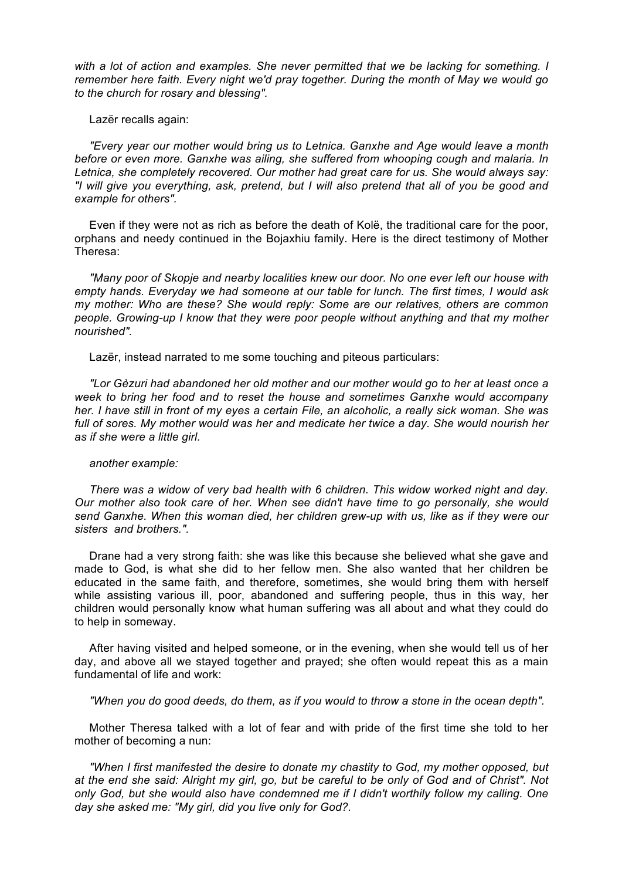*with a lot of action and examples. She never permitted that we be lacking for something. I remember here faith. Every night we'd pray together. During the month of May we would go to the church for rosary and blessing".*

Lazër recalls again:

*"Every year our mother would bring us to Letnica. Ganxhe and Age would leave a month before or even more. Ganxhe was ailing, she suffered from whooping cough and malaria. In Letnica, she completely recovered. Our mother had great care for us. She would always say: "I will give you everything, ask, pretend, but I will also pretend that all of you be good and example for others".*

Even if they were not as rich as before the death of Kolë, the traditional care for the poor, orphans and needy continued in the Bojaxhiu family. Here is the direct testimony of Mother Theresa:

*"Many poor of Skopje and nearby localities knew our door. No one ever left our house with empty hands. Everyday we had someone at our table for lunch. The first times, I would ask my mother: Who are these? She would reply: Some are our relatives, others are common people. Growing-up I know that they were poor people without anything and that my mother nourished".*

Lazër, instead narrated to me some touching and piteous particulars:

*"Lor Gèzuri had abandoned her old mother and our mother would go to her at least once a week to bring her food and to reset the house and sometimes Ganxhe would accompany her. I have still in front of my eyes a certain File, an alcoholic, a really sick woman. She was full of sores. My mother would was her and medicate her twice a day. She would nourish her as if she were a little girl.*

*another example:*

*There was a widow of very bad health with 6 children. This widow worked night and day. Our mother also took care of her. When see didn't have time to go personally, she would send Ganxhe. When this woman died, her children grew-up with us, like as if they were our sisters and brothers.".*

Drane had a very strong faith: she was like this because she believed what she gave and made to God, is what she did to her fellow men. She also wanted that her children be educated in the same faith, and therefore, sometimes, she would bring them with herself while assisting various ill, poor, abandoned and suffering people, thus in this way, her children would personally know what human suffering was all about and what they could do to help in someway.

After having visited and helped someone, or in the evening, when she would tell us of her day, and above all we stayed together and prayed; she often would repeat this as a main fundamental of life and work:

*"When you do good deeds, do them, as if you would to throw a stone in the ocean depth".*

Mother Theresa talked with a lot of fear and with pride of the first time she told to her mother of becoming a nun:

*"When I first manifested the desire to donate my chastity to God, my mother opposed, but at the end she said: Alright my girl, go, but be careful to be only of God and of Christ". Not only God, but she would also have condemned me if I didn't worthily follow my calling. One day she asked me: "My girl, did you live only for God?.*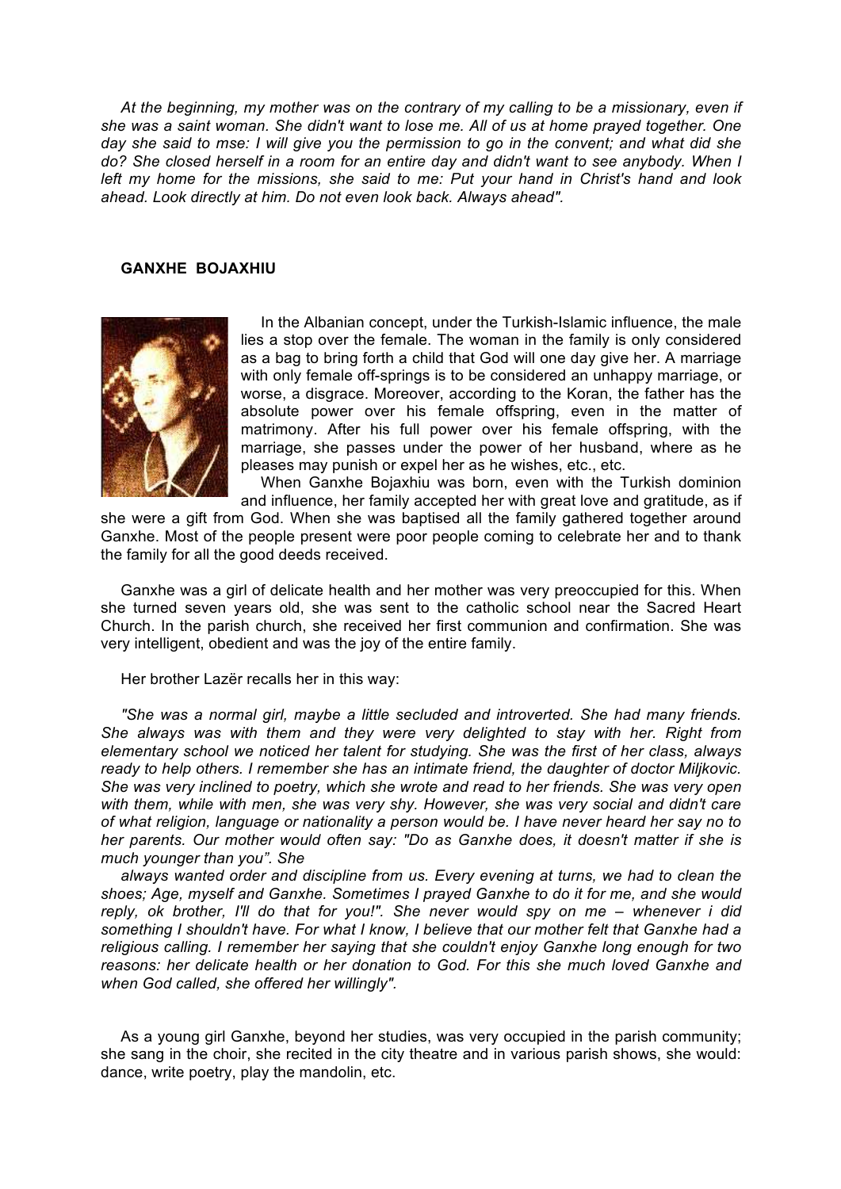*At the beginning, my mother was on the contrary of my calling to be a missionary, even if she was a saint woman. She didn't want to lose me. All of us at home prayed together. One day she said to mse: I will give you the permission to go in the convent; and what did she do? She closed herself in a room for an entire day and didn't want to see anybody. When I left my home for the missions, she said to me: Put your hand in Christ's hand and look ahead. Look directly at him. Do not even look back. Always ahead".*

**GANXHE BOJAXHIU**

In the Albanian concept, under the Turkish-Islamic influence, the male lies a stop over the female. The woman in the family is only considered as a bag to bring forth a child that God will one day give her. A marriage with only female off-springs is to be considered an unhappy marriage, or worse, a disgrace. Moreover, according to the Koran, the father has the absolute power over his female offspring, even in the matter of matrimony. After his full power over his female offspring, with the marriage, she passes under the power of her husband, where as he pleases may punish or expel her as he wishes, etc., etc.

When Ganxhe Bojaxhiu was born, even with the Turkish dominion and influence, her family accepted her with great love and gratitude, as if she were a gift from God. When she was baptised all the family gathered together around Ganxhe. Most of the people present were poor people coming to celebrate her and to thank the family for all the good deeds received.

Ganxhe was a girl of delicate health and her mother was very preoccupied for this. When she turned seven years old, she was sent to the catholic school near the Sacred Heart Church. In the parish church, she received her first communion and confirmation. She was very intelligent, obedient and was the joy of the entire family.

Her brother Lazër recalls her in this way:

*"She was a normal girl, maybe a little secluded and introverted. She had many friends. She always was with them and they were very delighted to stay with her. Right from elementary school we noticed her talent for studying. She was the first of her class, always ready to help others. I remember she has an intimate friend, the daughter of doctor Miljkovic. She was very inclined to poetry, which she wrote and read to her friends. She was very open with them, while with men, she was very shy. However, she was very social and didn't care of what religion, language or nationality a person would be. I have never heard her say no to her parents. Our mother would often say: "Do as Ganxhe does, it doesn't matter if she is much younger than you". She*

*always wanted order and discipline from us. Every evening at turns, we had to clean the shoes; Age, myself and Ganxhe. Sometimes I prayed Ganxhe to do it for me, and she would reply, ok brother, I'll do that for you!". She never would spy on me – whenever i did something I shouldn't have. For what I know, I believe that our mother felt that Ganxhe had a religious calling. I remember her saying that she couldn't enjoy Ganxhe long enough for two reasons: her delicate health or her donation to God. For this she much loved Ganxhe and when God called, she offered her willingly".*

As a young girl Ganxhe, beyond her studies, was very occupied in the parish community; she sang in the choir, she recited in the city theatre and in various parish shows, she would: dance, write poetry, play the mandolin, etc.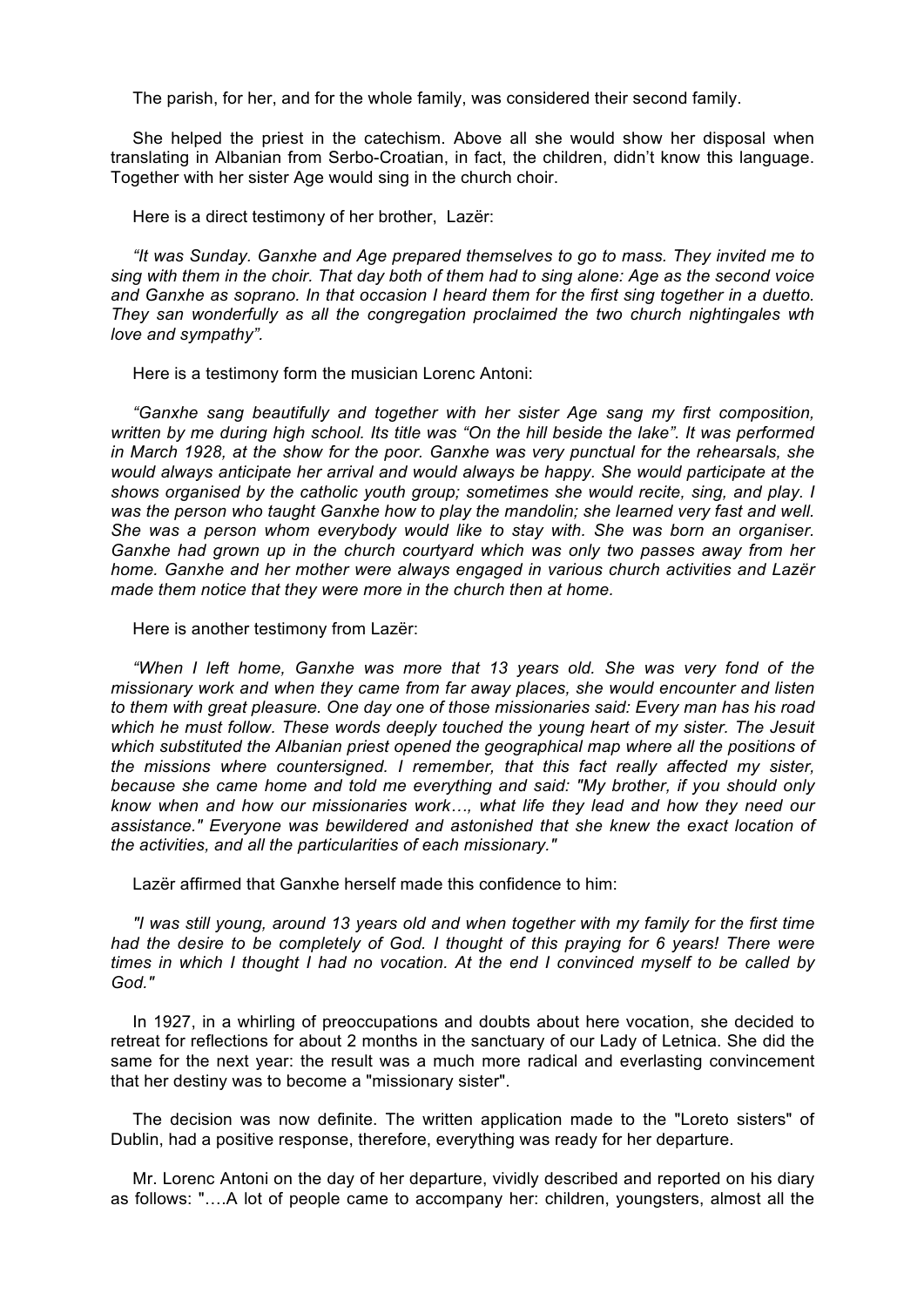The parish, for her, and for the whole family, was considered their second family.

She helped the priest in the catechism. Above all she would show her disposal when translating in Albanian from Serbo-Croatian, in fact, the children, didn't know this language. Together with her sister Age would sing in the church choir.

Here is a direct testimony of her brother, Lazër:

*"It was Sunday. Ganxhe and Age prepared themselves to go to mass. They invited me to sing with them in the choir. That day both of them had to sing alone: Age as the second voice and Ganxhe as soprano. In that occasion I heard them for the first sing together in a duetto. They san wonderfully as all the congregation proclaimed the two church nightingales wth love and sympathy".*

Here is a testimony form the musician Lorenc Antoni:

*"Ganxhe sang beautifully and together with her sister Age sang my first composition, written by me during high school. Its title was "On the hill beside the lake". It was performed in March 1928, at the show for the poor. Ganxhe was very punctual for the rehearsals, she would always anticipate her arrival and would always be happy. She would participate at the shows organised by the catholic youth group; sometimes she would recite, sing, and play. I was the person who taught Ganxhe how to play the mandolin; she learned very fast and well. She was a person whom everybody would like to stay with. She was born an organiser. Ganxhe had grown up in the church courtyard which was only two passes away from her home. Ganxhe and her mother were always engaged in various church activities and Lazër made them notice that they were more in the church then at home.*

Here is another testimony from Lazër:

*"When I left home, Ganxhe was more that 13 years old. She was very fond of the missionary work and when they came from far away places, she would encounter and listen to them with great pleasure. One day one of those missionaries said: Every man has his road which he must follow. These words deeply touched the young heart of my sister. The Jesuit which substituted the Albanian priest opened the geographical map where all the positions of the missions where countersigned. I remember, that this fact really affected my sister, because she came home and told me everything and said: "My brother, if you should only know when and how our missionaries work…, what life they lead and how they need our assistance." Everyone was bewildered and astonished that she knew the exact location of the activities, and all the particularities of each missionary."*

Lazër affirmed that Ganxhe herself made this confidence to him:

*"I was still young, around 13 years old and when together with my family for the first time had the desire to be completely of God. I thought of this praying for 6 years! There were times in which I thought I had no vocation. At the end I convinced myself to be called by God."*

In 1927, in a whirling of preoccupations and doubts about here vocation, she decided to retreat for reflections for about 2 months in the sanctuary of our Lady of Letnica. She did the same for the next year: the result was a much more radical and everlasting convincement that her destiny was to become a "missionary sister".

The decision was now definite. The written application made to the "Loreto sisters" of Dublin, had a positive response, therefore, everything was ready for her departure.

Mr. Lorenc Antoni on the day of her departure, vividly described and reported on his diary as follows: "….A lot of people came to accompany her: children, youngsters, almost all the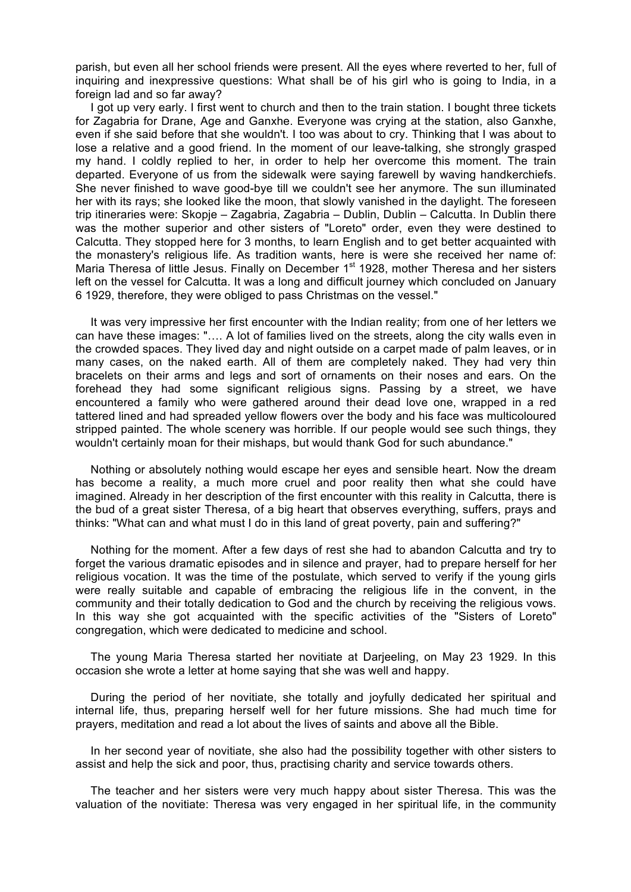parish, but even all her school friends were present. All the eyes where reverted to her, full of inquiring and inexpressive questions: What shall be of his girl who is going to India, in a foreign lad and so far away?

I got up very early. I first went to church and then to the train station. I bought three tickets for Zagabria for Drane, Age and Ganxhe. Everyone was crying at the station, also Ganxhe, even if she said before that she wouldn't. I too was about to cry. Thinking that I was about to lose a relative and a good friend. In the moment of our leave-talking, she strongly grasped my hand. I coldly replied to her, in order to help her overcome this moment. The train departed. Everyone of us from the sidewalk were saying farewell by waving handkerchiefs. She never finished to wave good-bye till we couldn't see her anymore. The sun illuminated her with its rays; she looked like the moon, that slowly vanished in the daylight. The foreseen trip itineraries were: Skopje – Zagabria, Zagabria – Dublin, Dublin – Calcutta. In Dublin there was the mother superior and other sisters of "Loreto" order, even they were destined to Calcutta. They stopped here for 3 months, to learn English and to get better acquainted with the monastery's religious life. As tradition wants, here is were she received her name of: Maria Theresa of little Jesus. Finally on December 1st 1928, mother Theresa and her sisters left on the vessel for Calcutta. It was a long and difficult journey which concluded on January 6 1929, therefore, they were obliged to pass Christmas on the vessel."

It was very impressive her first encounter with the Indian reality; from one of her letters we can have these images: "…. A lot of families lived on the streets, along the city walls even in the crowded spaces. They lived day and night outside on a carpet made of palm leaves, or in many cases, on the naked earth. All of them are completely naked. They had very thin bracelets on their arms and legs and sort of ornaments on their noses and ears. On the forehead they had some significant religious signs. Passing by a street, we have encountered a family who were gathered around their dead love one, wrapped in a red tattered lined and had spreaded yellow flowers over the body and his face was multicoloured stripped painted. The whole scenery was horrible. If our people would see such things, they wouldn't certainly moan for their mishaps, but would thank God for such abundance."

Nothing or absolutely nothing would escape her eyes and sensible heart. Now the dream has become a reality, a much more cruel and poor reality then what she could have imagined. Already in her description of the first encounter with this reality in Calcutta, there is the bud of a great sister Theresa, of a big heart that observes everything, suffers, prays and thinks: "What can and what must I do in this land of great poverty, pain and suffering?"

Nothing for the moment. After a few days of rest she had to abandon Calcutta and try to forget the various dramatic episodes and in silence and prayer, had to prepare herself for her religious vocation. It was the time of the postulate, which served to verify if the young girls were really suitable and capable of embracing the religious life in the convent, in the community and their totally dedication to God and the church by receiving the religious vows. In this way she got acquainted with the specific activities of the "Sisters of Loreto" congregation, which were dedicated to medicine and school.

The young Maria Theresa started her novitiate at Darjeeling, on May 23 1929. In this occasion she wrote a letter at home saying that she was well and happy.

During the period of her novitiate, she totally and joyfully dedicated her spiritual and internal life, thus, preparing herself well for her future missions. She had much time for prayers, meditation and read a lot about the lives of saints and above all the Bible.

In her second year of novitiate, she also had the possibility together with other sisters to assist and help the sick and poor, thus, practising charity and service towards others.

The teacher and her sisters were very much happy about sister Theresa. This was the valuation of the novitiate: Theresa was very engaged in her spiritual life, in the community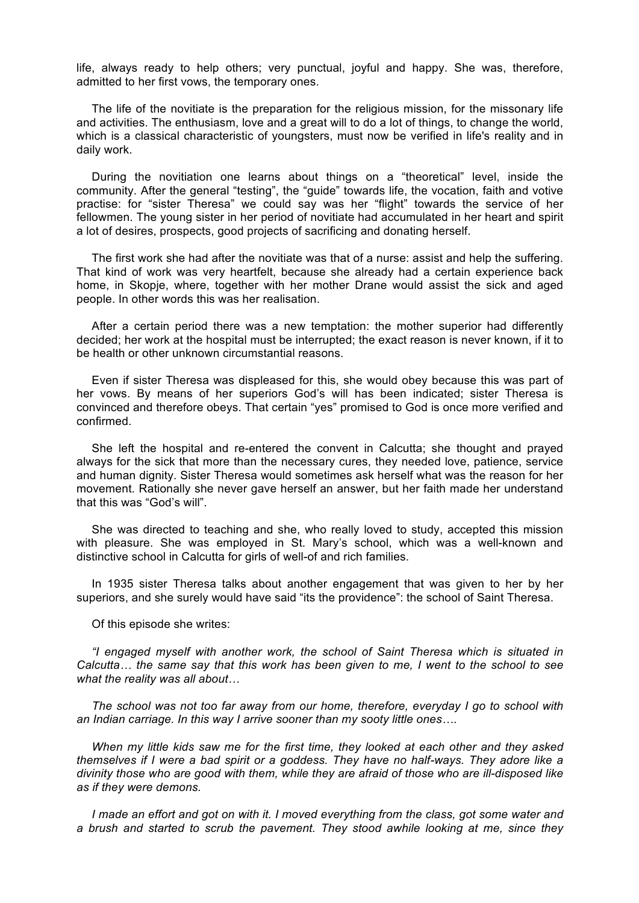life, always ready to help others; very punctual, joyful and happy. She was, therefore, admitted to her first vows, the temporary ones.

The life of the novitiate is the preparation for the religious mission, for the missonary life and activities. The enthusiasm, love and a great will to do a lot of things, to change the world, which is a classical characteristic of youngsters, must now be verified in life's reality and in daily work.

During the novitiation one learns about things on a "theoretical" level, inside the community. After the general "testing", the "guide" towards life, the vocation, faith and votive practise: for "sister Theresa" we could say was her "flight" towards the service of her fellowmen. The young sister in her period of novitiate had accumulated in her heart and spirit a lot of desires, prospects, good projects of sacrificing and donating herself.

The first work she had after the novitiate was that of a nurse: assist and help the suffering. That kind of work was very heartfelt, because she already had a certain experience back home, in Skopje, where, together with her mother Drane would assist the sick and aged people. In other words this was her realisation.

After a certain period there was a new temptation: the mother superior had differently decided; her work at the hospital must be interrupted; the exact reason is never known, if it to be health or other unknown circumstantial reasons.

Even if sister Theresa was displeased for this, she would obey because this was part of her vows. By means of her superiors God's will has been indicated; sister Theresa is convinced and therefore obeys. That certain "yes" promised to God is once more verified and confirmed.

She left the hospital and re-entered the convent in Calcutta; she thought and prayed always for the sick that more than the necessary cures, they needed love, patience, service and human dignity. Sister Theresa would sometimes ask herself what was the reason for her movement. Rationally she never gave herself an answer, but her faith made her understand that this was "God's will".

She was directed to teaching and she, who really loved to study, accepted this mission with pleasure. She was employed in St. Mary's school, which was a well-known and distinctive school in Calcutta for girls of well-of and rich families.

In 1935 sister Theresa talks about another engagement that was given to her by her superiors, and she surely would have said "its the providence": the school of Saint Theresa.

Of this episode she writes:

*"I engaged myself with another work, the school of Saint Theresa which is situated in Calcutta… the same say that this work has been given to me, I went to the school to see what the reality was all about…*

*The school was not too far away from our home, therefore, everyday I go to school with an Indian carriage. In this way I arrive sooner than my sooty little ones….*

*When my little kids saw me for the first time, they looked at each other and they asked themselves if I were a bad spirit or a goddess. They have no half-ways. They adore like a divinity those who are good with them, while they are afraid of those who are ill-disposed like as if they were demons.*

*I made an effort and got on with it. I moved everything from the class, got some water and a brush and started to scrub the pavement. They stood awhile looking at me, since they*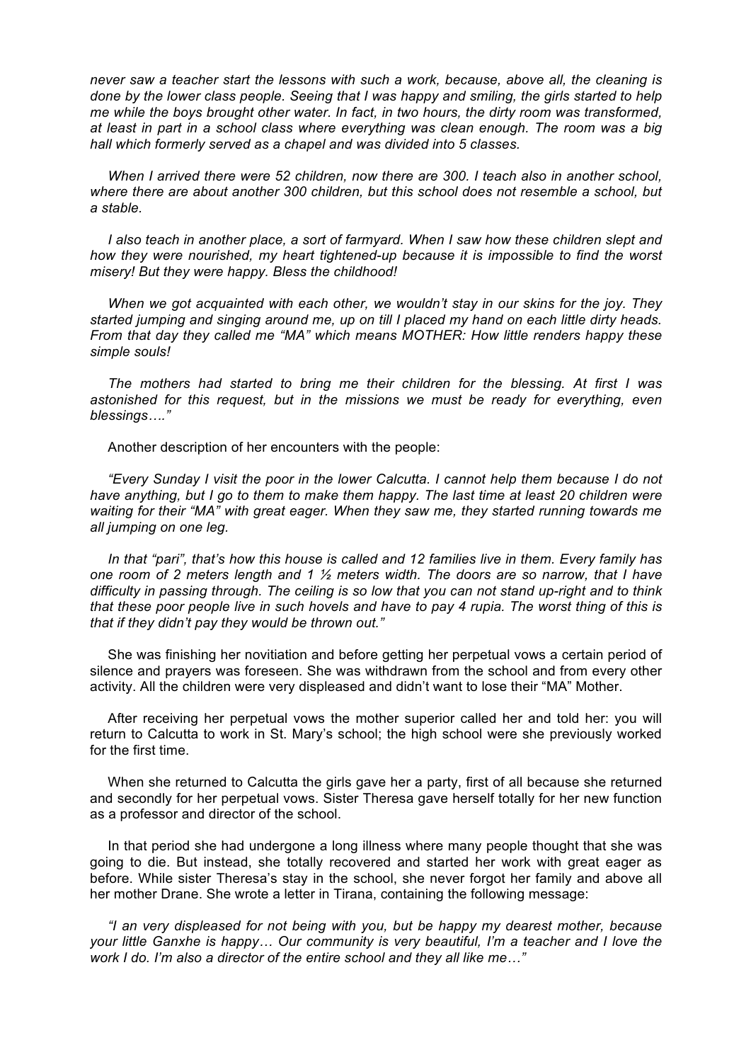*never saw a teacher start the lessons with such a work, because, above all, the cleaning is done by the lower class people. Seeing that I was happy and smiling, the girls started to help me while the boys brought other water. In fact, in two hours, the dirty room was transformed, at least in part in a school class where everything was clean enough. The room was a big hall which formerly served as a chapel and was divided into 5 classes.*

*When I arrived there were 52 children, now there are 300. I teach also in another school, where there are about another 300 children, but this school does not resemble a school, but a stable.*

*I also teach in another place, a sort of farmyard. When I saw how these children slept and how they were nourished, my heart tightened-up because it is impossible to find the worst misery! But they were happy. Bless the childhood!*

*When we got acquainted with each other, we wouldn't stay in our skins for the joy. They started jumping and singing around me, up on till I placed my hand on each little dirty heads. From that day they called me "MA" which means MOTHER: How little renders happy these simple souls!*

*The mothers had started to bring me their children for the blessing. At first I was astonished for this request, but in the missions we must be ready for everything, even blessings…."*

Another description of her encounters with the people:

*"Every Sunday I visit the poor in the lower Calcutta. I cannot help them because I do not have anything, but I go to them to make them happy. The last time at least 20 children were waiting for their "MA" with great eager. When they saw me, they started running towards me all jumping on one leg.*

*In that "pari", that's how this house is called and 12 families live in them. Every family has one room of 2 meters length and 1 ½ meters width. The doors are so narrow, that I have difficulty in passing through. The ceiling is so low that you can not stand up-right and to think that these poor people live in such hovels and have to pay 4 rupia. The worst thing of this is that if they didn't pay they would be thrown out."*

She was finishing her novitiation and before getting her perpetual vows a certain period of silence and prayers was foreseen. She was withdrawn from the school and from every other activity. All the children were very displeased and didn't want to lose their "MA" Mother.

After receiving her perpetual vows the mother superior called her and told her: you will return to Calcutta to work in St. Mary's school; the high school were she previously worked for the first time.

When she returned to Calcutta the girls gave her a party, first of all because she returned and secondly for her perpetual vows. Sister Theresa gave herself totally for her new function as a professor and director of the school.

In that period she had undergone a long illness where many people thought that she was going to die. But instead, she totally recovered and started her work with great eager as before. While sister Theresa's stay in the school, she never forgot her family and above all her mother Drane. She wrote a letter in Tirana, containing the following message:

*"I an very displeased for not being with you, but be happy my dearest mother, because your little Ganxhe is happy… Our community is very beautiful, I'm a teacher and I love the work I do. I'm also a director of the entire school and they all like me…"*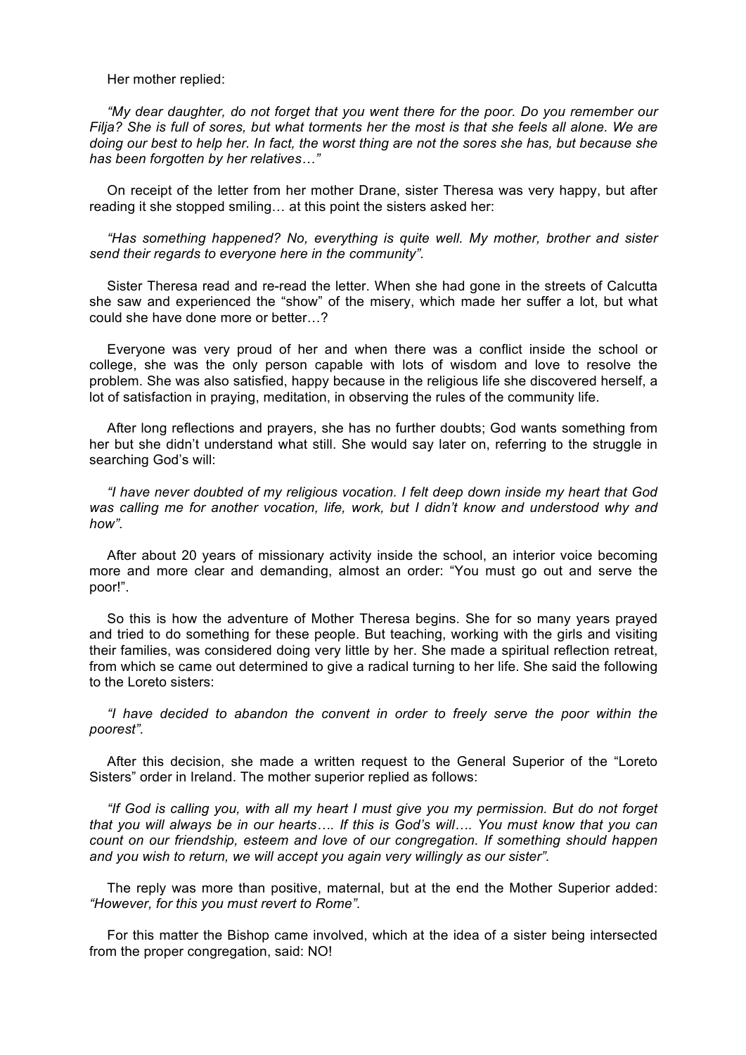Her mother replied:

*“My dear daughter, do not forget that you went there for the poor. Do you remember our Filja? She is full of sores, but what torments her the most is that she feels all alone. We are doing our best to help her. In fact, the worst thing are not the sores she has, but because she has been forgotten by her relatives…”*

On receipt of the letter from her mother Drane, sister Theresa was very happy, but after reading it she stopped smiling… at this point the sisters asked her:

*“Has something happened? No, everything is quite well. My mother, brother and sister send their regards to everyone here in the community”.*

Sister Theresa read and re-read the letter. When she had gone in the streets of Calcutta she saw and experienced the “show” of the misery, which made her suffer a lot, but what could she have done more or better…?

Everyone was very proud of her and when there was a conflict inside the school or college, she was the only person capable with lots of wisdom and love to resolve the problem. She was also satisfied, happy because in the religious life she discovered herself, a lot of satisfaction in praying, meditation, in observing the rules of the community life.

After long reflections and prayers, she has no further doubts; God wants something from her but she didn’t understand what still. She would say later on, referring to the struggle in searching God’s will:

*“I have never doubted of my religious vocation. I felt deep down inside my heart that God was calling me for another vocation, life, work, but I didn’t know and understood why and how”.*

After about 20 years of missionary activity inside the school, an interior voice becoming more and more clear and demanding, almost an order: “You must go out and serve the poor!”.

So this is how the adventure of Mother Theresa begins. She for so many years prayed and tried to do something for these people. But teaching, working with the girls and visiting their families, was considered doing very little by her. She made a spiritual reflection retreat, from which se came out determined to give a radical turning to her life. She said the following to the Loreto sisters:

*“I have decided to abandon the convent in order to freely serve the poor within the poorest”.*

After this decision, she made a written request to the General Superior of the “Loreto Sisters” order in Ireland. The mother superior replied as follows:

*“If God is calling you, with all my heart I must give you my permission. But do not forget that you will always be in our hearts…. If this is God’s will…. You must know that you can count on our friendship, esteem and love of our congregation. If something should happen and you wish to return, we will accept you again very willingly as our sister”.*

The reply was more than positive, maternal, but at the end the Mother Superior added: *“However, for this you must revert to Rome”.*

For this matter the Bishop came involved, which at the idea of a sister being intersected from the proper congregation, said: NO!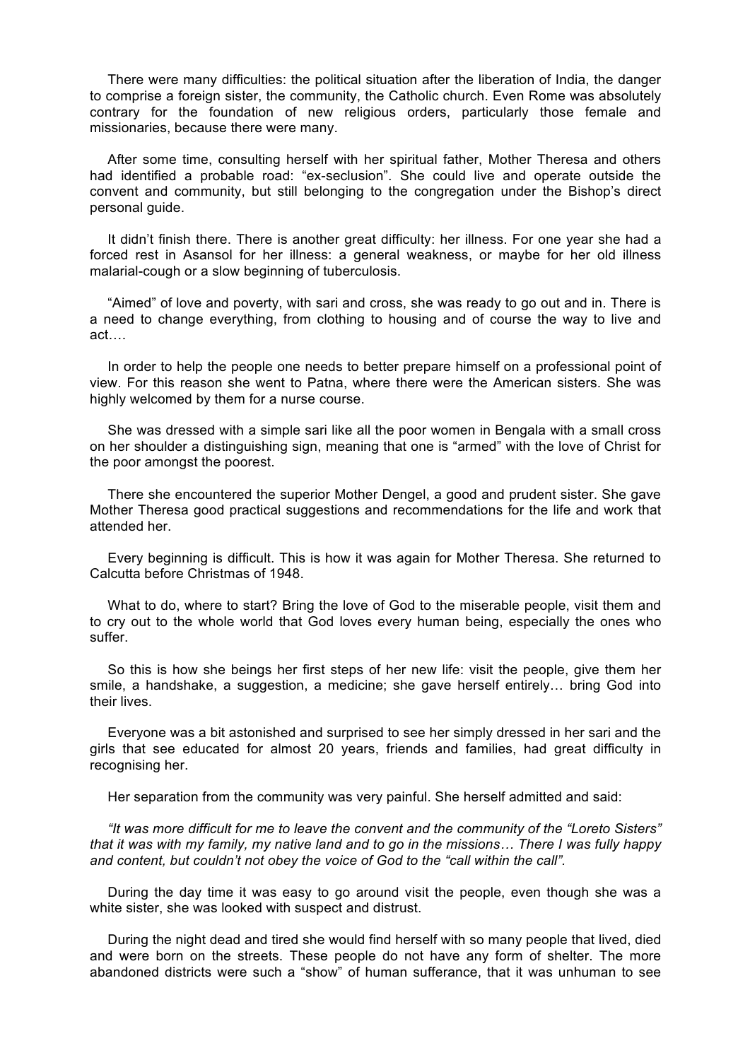There were many difficulties: the political situation after the liberation of India, the danger to comprise a foreign sister, the community, the Catholic church. Even Rome was absolutely contrary for the foundation of new religious orders, particularly those female and missionaries, because there were many.

After some time, consulting herself with her spiritual father, Mother Theresa and others had identified a probable road: "ex-seclusion". She could live and operate outside the convent and community, but still belonging to the congregation under the Bishop's direct personal guide.

It didn't finish there. There is another great difficulty: her illness. For one year she had a forced rest in Asansol for her illness: a general weakness, or maybe for her old illness malarial-cough or a slow beginning of tuberculosis.

"Aimed" of love and poverty, with sari and cross, she was ready to go out and in. There is a need to change everything, from clothing to housing and of course the way to live and act….

In order to help the people one needs to better prepare himself on a professional point of view. For this reason she went to Patna, where there were the American sisters. She was highly welcomed by them for a nurse course.

She was dressed with a simple sari like all the poor women in Bengala with a small cross on her shoulder a distinguishing sign, meaning that one is "armed" with the love of Christ for the poor amongst the poorest.

There she encountered the superior Mother Dengel, a good and prudent sister. She gave Mother Theresa good practical suggestions and recommendations for the life and work that attended her.

Every beginning is difficult. This is how it was again for Mother Theresa. She returned to Calcutta before Christmas of 1948.

What to do, where to start? Bring the love of God to the miserable people, visit them and to cry out to the whole world that God loves every human being, especially the ones who suffer.

So this is how she beings her first steps of her new life: visit the people, give them her smile, a handshake, a suggestion, a medicine; she gave herself entirely… bring God into their lives.

Everyone was a bit astonished and surprised to see her simply dressed in her sari and the girls that see educated for almost 20 years, friends and families, had great difficulty in recognising her.

Her separation from the community was very painful. She herself admitted and said:

*"It was more difficult for me to leave the convent and the community of the "Loreto Sisters" that it was with my family, my native land and to go in the missions… There I was fully happy and content, but couldn't not obey the voice of God to the "call within the call".*

During the day time it was easy to go around visit the people, even though she was a white sister, she was looked with suspect and distrust.

During the night dead and tired she would find herself with so many people that lived, died and were born on the streets. These people do not have any form of shelter. The more abandoned districts were such a "show" of human sufferance, that it was unhuman to see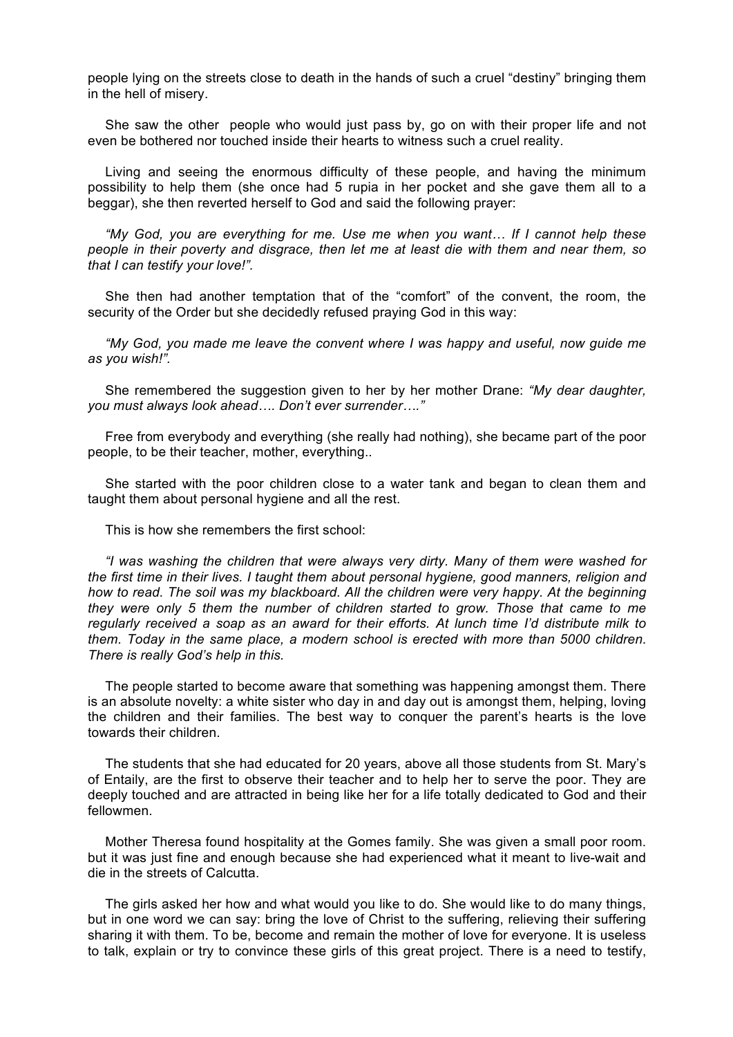people lying on the streets close to death in the hands of such a cruel "destiny" bringing them in the hell of misery.

She saw the other people who would just pass by, go on with their proper life and not even be bothered nor touched inside their hearts to witness such a cruel reality.

Living and seeing the enormous difficulty of these people, and having the minimum possibility to help them (she once had 5 rupia in her pocket and she gave them all to a beggar), she then reverted herself to God and said the following prayer:

*"My God, you are everything for me. Use me when you want… If I cannot help these people in their poverty and disgrace, then let me at least die with them and near them, so that I can testify your love!".*

She then had another temptation that of the "comfort" of the convent, the room, the security of the Order but she decidedly refused praying God in this way:

*"My God, you made me leave the convent where I was happy and useful, now guide me as you wish!".*

She remembered the suggestion given to her by her mother Drane: *"My dear daughter, you must always look ahead…. Don't ever surrender…."*

Free from everybody and everything (she really had nothing), she became part of the poor people, to be their teacher, mother, everything..

She started with the poor children close to a water tank and began to clean them and taught them about personal hygiene and all the rest.

This is how she remembers the first school:

*"I was washing the children that were always very dirty. Many of them were washed for the first time in their lives. I taught them about personal hygiene, good manners, religion and how to read. The soil was my blackboard. All the children were very happy. At the beginning they were only 5 them the number of children started to grow. Those that came to me regularly received a soap as an award for their efforts. At lunch time I'd distribute milk to them. Today in the same place, a modern school is erected with more than 5000 children. There is really God's help in this.*

The people started to become aware that something was happening amongst them. There is an absolute novelty: a white sister who day in and day out is amongst them, helping, loving the children and their families. The best way to conquer the parent's hearts is the love towards their children.

The students that she had educated for 20 years, above all those students from St. Mary's of Entaily, are the first to observe their teacher and to help her to serve the poor. They are deeply touched and are attracted in being like her for a life totally dedicated to God and their fellowmen.

Mother Theresa found hospitality at the Gomes family. She was given a small poor room. but it was just fine and enough because she had experienced what it meant to live-wait and die in the streets of Calcutta.

The girls asked her how and what would you like to do. She would like to do many things, but in one word we can say: bring the love of Christ to the suffering, relieving their suffering sharing it with them. To be, become and remain the mother of love for everyone. It is useless to talk, explain or try to convince these girls of this great project. There is a need to testify,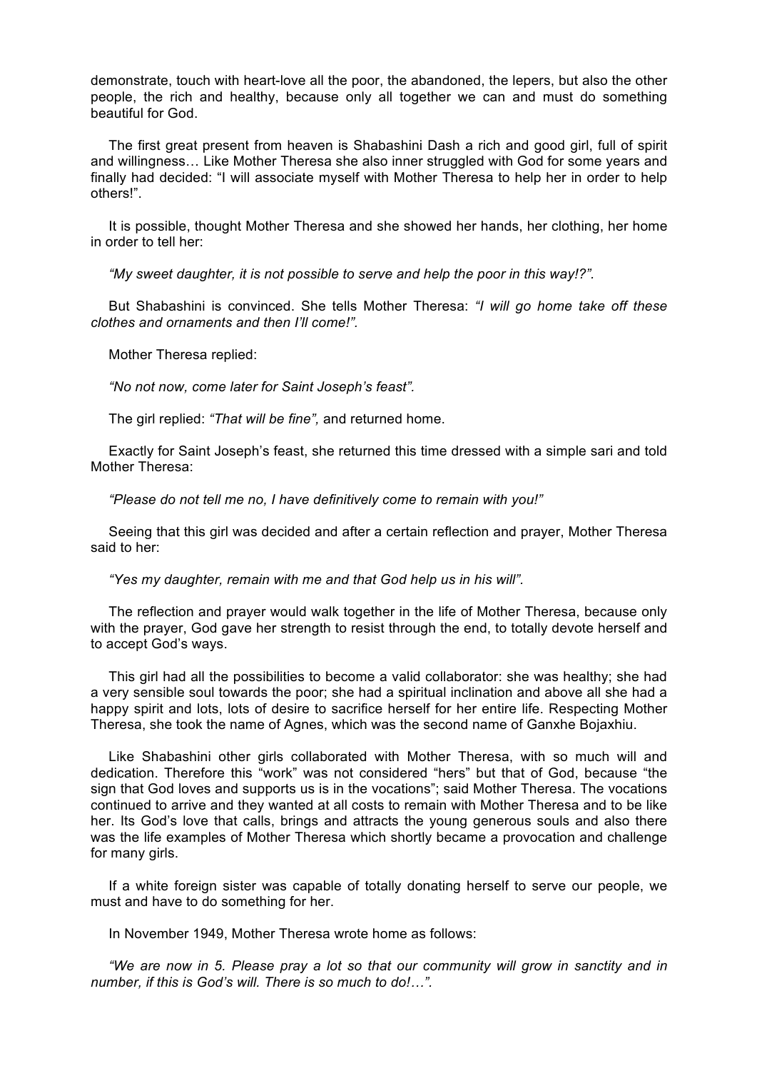demonstrate, touch with heart-love all the poor, the abandoned, the lepers, but also the other people, the rich and healthy, because only all together we can and must do something beautiful for God.

The first great present from heaven is Shabashini Dash a rich and good girl, full of spirit and willingness… Like Mother Theresa she also inner struggled with God for some years and finally had decided: "I will associate myself with Mother Theresa to help her in order to help others!".

It is possible, thought Mother Theresa and she showed her hands, her clothing, her home in order to tell her:

*"My sweet daughter, it is not possible to serve and help the poor in this way!?"*.

But Shabashini is convinced. She tells Mother Theresa: *"I will go home take off these clothes and ornaments and then I'll come!"*.

Mother Theresa replied:

*"No not now, come later for Saint Joseph's feast"*.

The girl replied: *"That will be fine"*, and returned home.

Exactly for Saint Joseph's feast, she returned this time dressed with a simple sari and told Mother Theresa:

*"Please do not tell me no, I have definitively come to remain with you!"*

Seeing that this girl was decided and after a certain reflection and prayer, Mother Theresa said to her:

*"Yes my daughter, remain with me and that God help us in his will"*.

The reflection and prayer would walk together in the life of Mother Theresa, because only with the prayer, God gave her strength to resist through the end, to totally devote herself and to accept God's ways.

This girl had all the possibilities to become a valid collaborator: she was healthy; she had a very sensible soul towards the poor; she had a spiritual inclination and above all she had a happy spirit and lots, lots of desire to sacrifice herself for her entire life. Respecting Mother Theresa, she took the name of Agnes, which was the second name of Ganxhe Bojaxhiu.

Like Shabashini other girls collaborated with Mother Theresa, with so much will and dedication. Therefore this "work" was not considered "hers" but that of God, because "the sign that God loves and supports us is in the vocations"; said Mother Theresa. The vocations continued to arrive and they wanted at all costs to remain with Mother Theresa and to be like her. Its God's love that calls, brings and attracts the young generous souls and also there was the life examples of Mother Theresa which shortly became a provocation and challenge for many girls.

If a white foreign sister was capable of totally donating herself to serve our people, we must and have to do something for her.

In November 1949, Mother Theresa wrote home as follows:

*"We are now in 5. Please pray a lot so that our community will grow in sanctity and in number, if this is God's will. There is so much to do!…"*.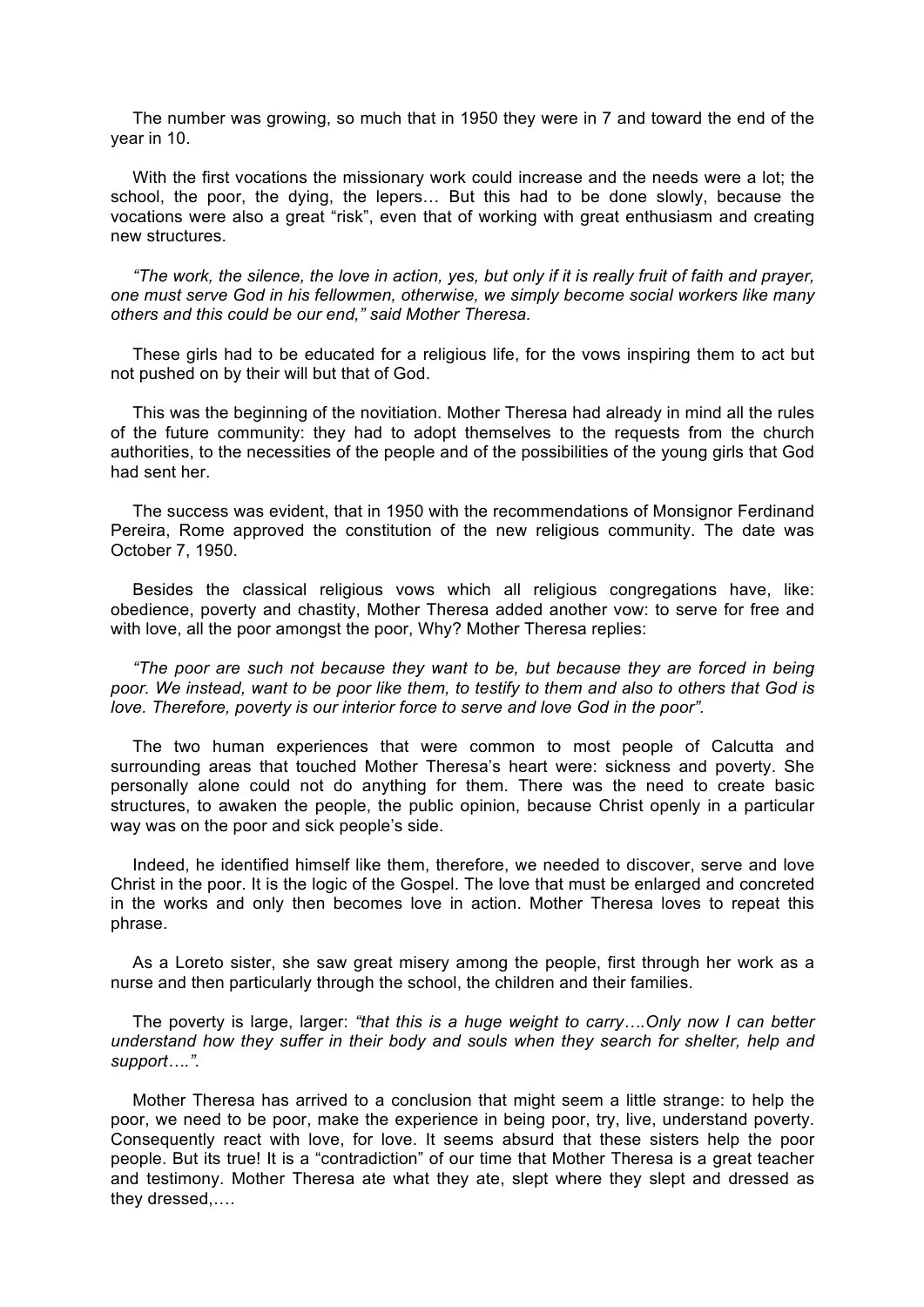The number was growing, so much that in 1950 they were in 7 and toward the end of the year in 10.

With the first vocations the missionary work could increase and the needs were a lot; the school, the poor, the dying, the lepers… But this had to be done slowly, because the vocations were also a great "risk", even that of working with great enthusiasm and creating new structures.

*"The work, the silence, the love in action, yes, but only if it is really fruit of faith and prayer, one must serve God in his fellowmen, otherwise, we simply become social workers like many others and this could be our end," said Mother Theresa.*

These girls had to be educated for a religious life, for the vows inspiring them to act but not pushed on by their will but that of God.

This was the beginning of the novitiation. Mother Theresa had already in mind all the rules of the future community: they had to adopt themselves to the requests from the church authorities, to the necessities of the people and of the possibilities of the young girls that God had sent her.

The success was evident, that in 1950 with the recommendations of Monsignor Ferdinand Pereira, Rome approved the constitution of the new religious community. The date was October 7, 1950.

Besides the classical religious vows which all religious congregations have, like: obedience, poverty and chastity, Mother Theresa added another vow: to serve for free and with love, all the poor amongst the poor, Why? Mother Theresa replies:

*"The poor are such not because they want to be, but because they are forced in being poor. We instead, want to be poor like them, to testify to them and also to others that God is love. Therefore, poverty is our interior force to serve and love God in the poor".*

The two human experiences that were common to most people of Calcutta and surrounding areas that touched Mother Theresa's heart were: sickness and poverty. She personally alone could not do anything for them. There was the need to create basic structures, to awaken the people, the public opinion, because Christ openly in a particular way was on the poor and sick people's side.

Indeed, he identified himself like them, therefore, we needed to discover, serve and love Christ in the poor. It is the logic of the Gospel. The love that must be enlarged and concreted in the works and only then becomes love in action. Mother Theresa loves to repeat this phrase.

As a Loreto sister, she saw great misery among the people, first through her work as a nurse and then particularly through the school, the children and their families.

The poverty is large, larger: *"that this is a huge weight to carry….Only now I can better understand how they suffer in their body and souls when they search for shelter, help and support….".*

Mother Theresa has arrived to a conclusion that might seem a little strange: to help the poor, we need to be poor, make the experience in being poor, try, live, understand poverty. Consequently react with love, for love. It seems absurd that these sisters help the poor people. But its true! It is a "contradiction" of our time that Mother Theresa is a great teacher and testimony. Mother Theresa ate what they ate, slept where they slept and dressed as they dressed,….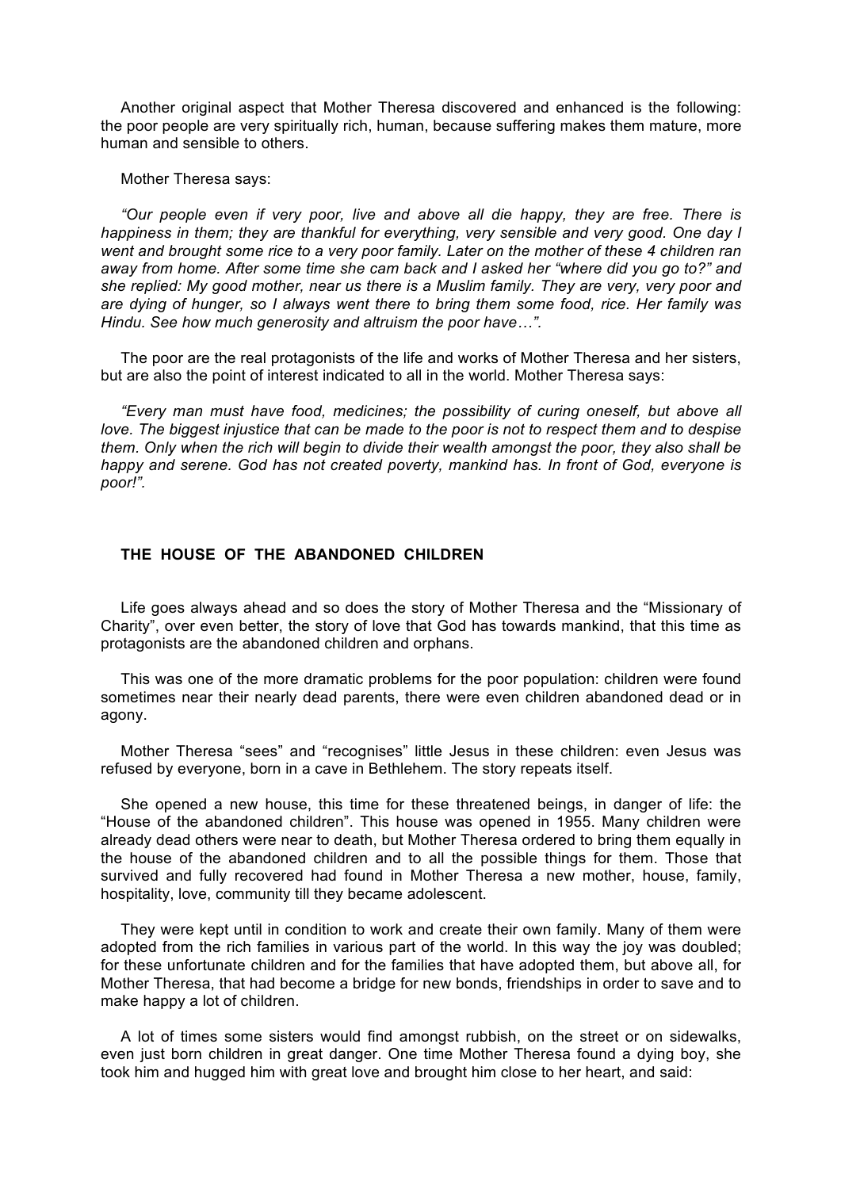Another original aspect that Mother Theresa discovered and enhanced is the following: the poor people are very spiritually rich, human, because suffering makes them mature, more human and sensible to others.

Mother Theresa says:

*“Our people even if very poor, live and above all die happy, they are free. There is happiness in them; they are thankful for everything, very sensible and very good. One day I went and brought some rice to a very poor family. Later on the mother of these 4 children ran away from home. After some time she cam back and I asked her “where did you go to?” and she replied: My good mother, near us there is a Muslim family. They are very, very poor and are dying of hunger, so I always went there to bring them some food, rice. Her family was Hindu. See how much generosity and altruism the poor have…”.*

The poor are the real protagonists of the life and works of Mother Theresa and her sisters, but are also the point of interest indicated to all in the world. Mother Theresa says:

*“Every man must have food, medicines; the possibility of curing oneself, but above all love. The biggest injustice that can be made to the poor is not to respect them and to despise them. Only when the rich will begin to divide their wealth amongst the poor, they also shall be happy and serene. God has not created poverty, mankind has. In front of God, everyone is poor!”.*

## THE HOUSE OF THE ABANDONED CHILDREN

Life goes always ahead and so does the story of Mother Theresa and the “Missionary of Charity”, over even better, the story of love that God has towards mankind, that this time as protagonists are the abandoned children and orphans.

This was one of the more dramatic problems for the poor population: children were found sometimes near their nearly dead parents, there were even children abandoned dead or in agony.

Mother Theresa “sees” and “recognises” little Jesus in these children: even Jesus was refused by everyone, born in a cave in Bethlehem. The story repeats itself.

She opened a new house, this time for these threatened beings, in danger of life: the “House of the abandoned children”. This house was opened in 1955. Many children were already dead others were near to death, but Mother Theresa ordered to bring them equally in the house of the abandoned children and to all the possible things for them. Those that survived and fully recovered had found in Mother Theresa a new mother, house, family, hospitality, love, community till they became adolescent.

They were kept until in condition to work and create their own family. Many of them were adopted from the rich families in various part of the world. In this way the joy was doubled; for these unfortunate children and for the families that have adopted them, but above all, for Mother Theresa, that had become a bridge for new bonds, friendships in order to save and to make happy a lot of children.

A lot of times some sisters would find amongst rubbish, on the street or on sidewalks, even just born children in great danger. One time Mother Theresa found a dying boy, she took him and hugged him with great love and brought him close to her heart, and said: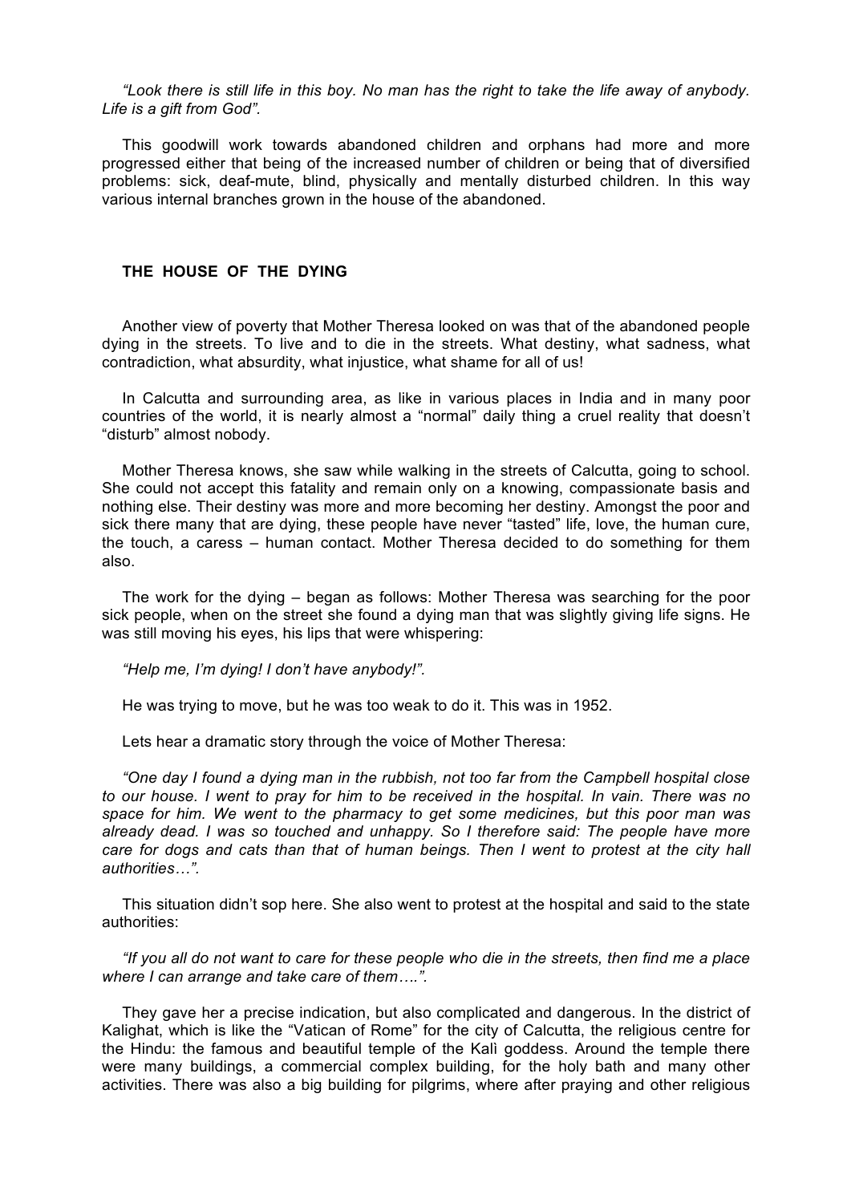*"Look there is still life in this boy. No man has the right to take the life away of anybody. Life is a gift from God".*

This goodwill work towards abandoned children and orphans had more and more progressed either that being of the increased number of children or being that of diversified problems: sick, deaf-mute, blind, physically and mentally disturbed children. In this way various internal branches grown in the house of the abandoned.

## THE HOUSE OF THE DYING

Another view of poverty that Mother Theresa looked on was that of the abandoned people dying in the streets. To live and to die in the streets. What destiny, what sadness, what contradiction, what absurdity, what injustice, what shame for all of us!

In Calcutta and surrounding area, as like in various places in India and in many poor countries of the world, it is nearly almost a "normal" daily thing a cruel reality that doesn't "disturb" almost nobody.

Mother Theresa knows, she saw while walking in the streets of Calcutta, going to school. She could not accept this fatality and remain only on a knowing, compassionate basis and nothing else. Their destiny was more and more becoming her destiny. Amongst the poor and sick there many that are dying, these people have never "tasted" life, love, the human cure, the touch, a caress – human contact. Mother Theresa decided to do something for them also.

The work for the dying – began as follows: Mother Theresa was searching for the poor sick people, when on the street she found a dying man that was slightly giving life signs. He was still moving his eyes, his lips that were whispering:

*"Help me, I'm dying! I don't have anybody!".*

He was trying to move, but he was too weak to do it. This was in 1952.

Lets hear a dramatic story through the voice of Mother Theresa:

*"One day I found a dying man in the rubbish, not too far from the Campbell hospital close to our house. I went to pray for him to be received in the hospital. In vain. There was no space for him. We went to the pharmacy to get some medicines, but this poor man was already dead. I was so touched and unhappy. So I therefore said: The people have more care for dogs and cats than that of human beings. Then I went to protest at the city hall authorities…".*

This situation didn't sop here. She also went to protest at the hospital and said to the state authorities:

*"If you all do not want to care for these people who die in the streets, then find me a place where I can arrange and take care of them….".*

They gave her a precise indication, but also complicated and dangerous. In the district of Kalighat, which is like the "Vatican of Rome" for the city of Calcutta, the religious centre for the Hindu: the famous and beautiful temple of the Kalì goddess. Around the temple there were many buildings, a commercial complex building, for the holy bath and many other activities. There was also a big building for pilgrims, where after praying and other religious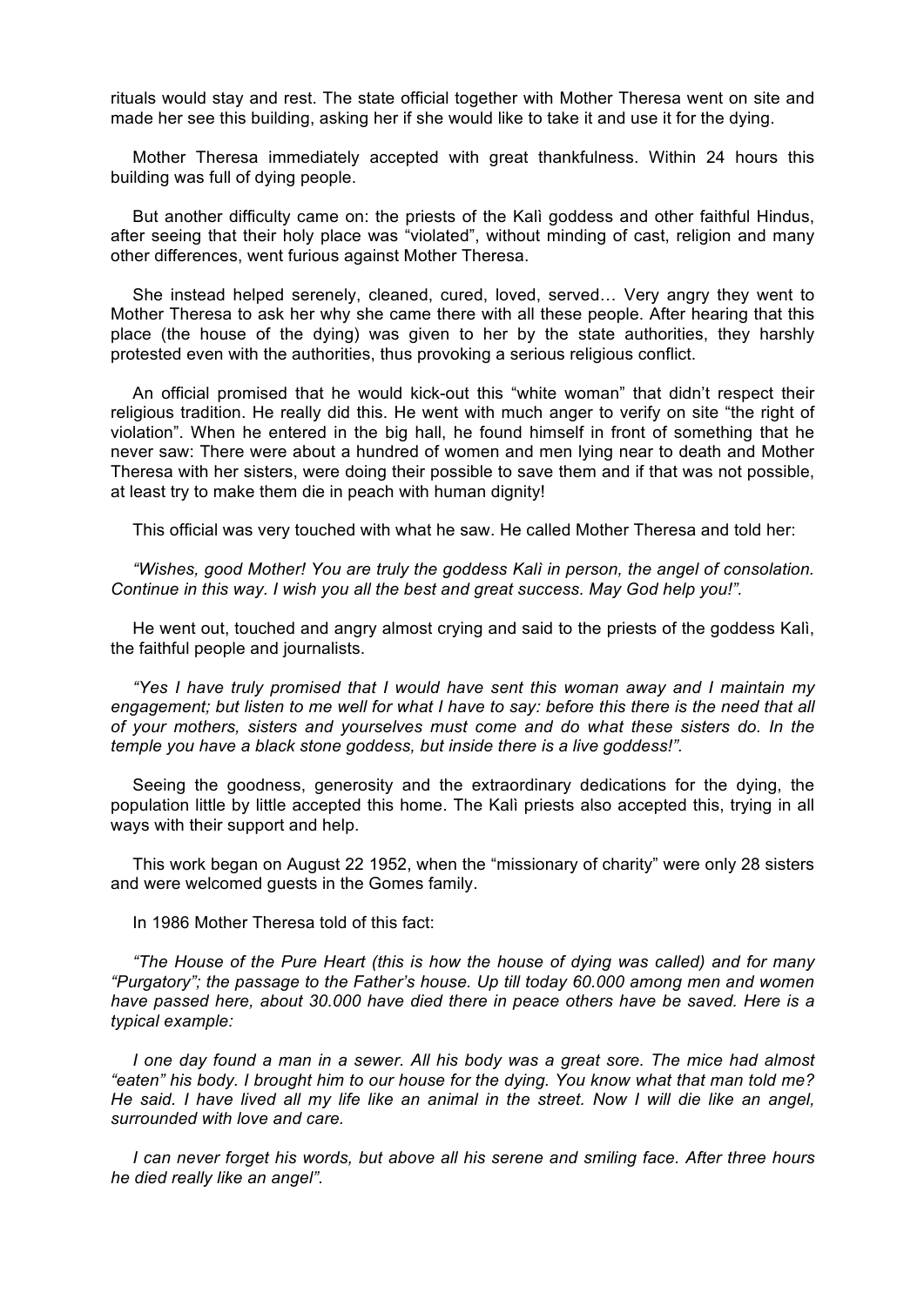rituals would stay and rest. The state official together with Mother Theresa went on site and made her see this building, asking her if she would like to take it and use it for the dying.

Mother Theresa immediately accepted with great thankfulness. Within 24 hours this building was full of dying people.

But another difficulty came on: the priests of the Kalì goddess and other faithful Hindus, after seeing that their holy place was "violated", without minding of cast, religion and many other differences, went furious against Mother Theresa.

She instead helped serenely, cleaned, cured, loved, served… Very angry they went to Mother Theresa to ask her why she came there with all these people. After hearing that this place (the house of the dying) was given to her by the state authorities, they harshly protested even with the authorities, thus provoking a serious religious conflict.

An official promised that he would kick-out this "white woman" that didn't respect their religious tradition. He really did this. He went with much anger to verify on site "the right of violation". When he entered in the big hall, he found himself in front of something that he never saw: There were about a hundred of women and men lying near to death and Mother Theresa with her sisters, were doing their possible to save them and if that was not possible, at least try to make them die in peach with human dignity!

This official was very touched with what he saw. He called Mother Theresa and told her:

*"Wishes, good Mother! You are truly the goddess Kalì in person, the angel of consolation. Continue in this way. I wish you all the best and great success. May God help you!".*

He went out, touched and angry almost crying and said to the priests of the goddess Kalì, the faithful people and journalists.

*"Yes I have truly promised that I would have sent this woman away and I maintain my engagement; but listen to me well for what I have to say: before this there is the need that all of your mothers, sisters and yourselves must come and do what these sisters do. In the temple you have a black stone goddess, but inside there is a live goddess!".*

Seeing the goodness, generosity and the extraordinary dedications for the dying, the population little by little accepted this home. The Kalì priests also accepted this, trying in all ways with their support and help.

This work began on August 22 1952, when the "missionary of charity" were only 28 sisters and were welcomed guests in the Gomes family.

In 1986 Mother Theresa told of this fact:

*"The House of the Pure Heart (this is how the house of dying was called) and for many "Purgatory"; the passage to the Father's house. Up till today 60.000 among men and women have passed here, about 30.000 have died there in peace others have be saved. Here is a typical example:*

*I one day found a man in a sewer. All his body was a great sore. The mice had almost "eaten" his body. I brought him to our house for the dying. You know what that man told me? He said. I have lived all my life like an animal in the street. Now I will die like an angel, surrounded with love and care.*

*I can never forget his words, but above all his serene and smiling face. After three hours he died really like an angel".*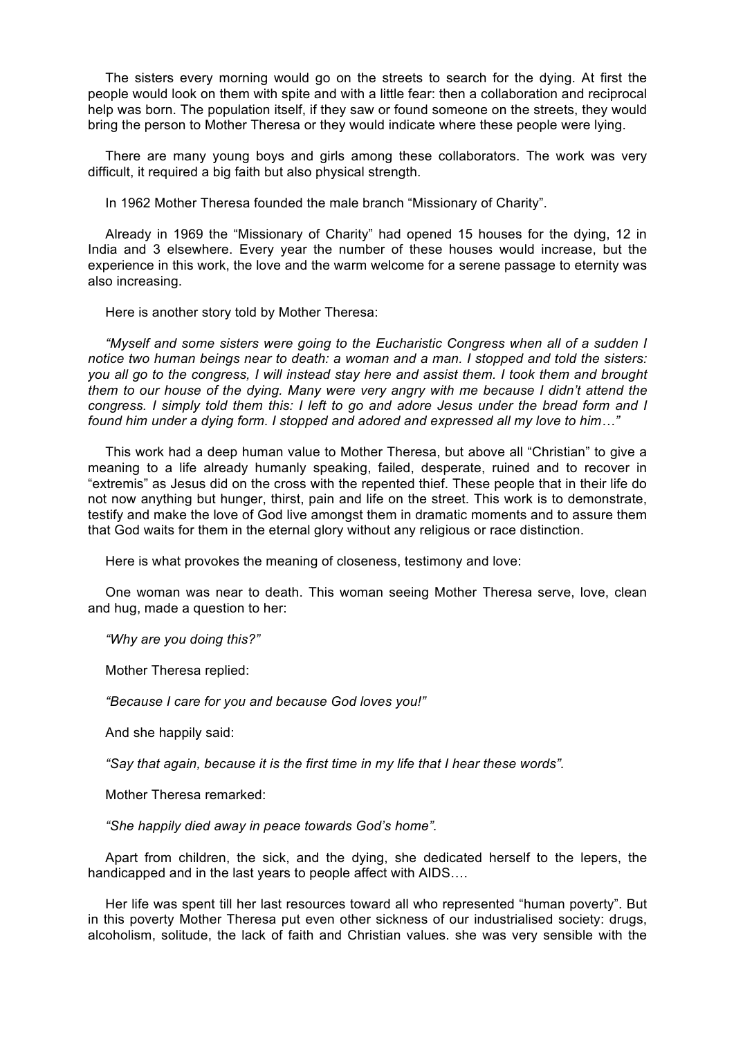The sisters every morning would go on the streets to search for the dying. At first the people would look on them with spite and with a little fear: then a collaboration and reciprocal help was born. The population itself, if they saw or found someone on the streets, they would bring the person to Mother Theresa or they would indicate where these people were lying.

There are many young boys and girls among these collaborators. The work was very difficult, it required a big faith but also physical strength.

In 1962 Mother Theresa founded the male branch "Missionary of Charity".

Already in 1969 the "Missionary of Charity" had opened 15 houses for the dying, 12 in India and 3 elsewhere. Every year the number of these houses would increase, but the experience in this work, the love and the warm welcome for a serene passage to eternity was also increasing.

Here is another story told by Mother Theresa:

*"Myself and some sisters were going to the Eucharistic Congress when all of a sudden I notice two human beings near to death: a woman and a man. I stopped and told the sisters: you all go to the congress, I will instead stay here and assist them. I took them and brought them to our house of the dying. Many were very angry with me because I didn't attend the congress. I simply told them this: I left to go and adore Jesus under the bread form and I found him under a dying form. I stopped and adored and expressed all my love to him…"*

This work had a deep human value to Mother Theresa, but above all "Christian" to give a meaning to a life already humanly speaking, failed, desperate, ruined and to recover in "extremis" as Jesus did on the cross with the repented thief. These people that in their life do not now anything but hunger, thirst, pain and life on the street. This work is to demonstrate, testify and make the love of God live amongst them in dramatic moments and to assure them that God waits for them in the eternal glory without any religious or race distinction.

Here is what provokes the meaning of closeness, testimony and love:

One woman was near to death. This woman seeing Mother Theresa serve, love, clean and hug, made a question to her:

*"Why are you doing this?"*

Mother Theresa replied:

*"Because I care for you and because God loves you!"*

And she happily said:

*"Say that again, because it is the first time in my life that I hear these words".*

Mother Theresa remarked:

*"She happily died away in peace towards God's home".*

Apart from children, the sick, and the dying, she dedicated herself to the lepers, the handicapped and in the last years to people affect with AIDS….

Her life was spent till her last resources toward all who represented "human poverty". But in this poverty Mother Theresa put even other sickness of our industrialised society: drugs, alcoholism, solitude, the lack of faith and Christian values. she was very sensible with the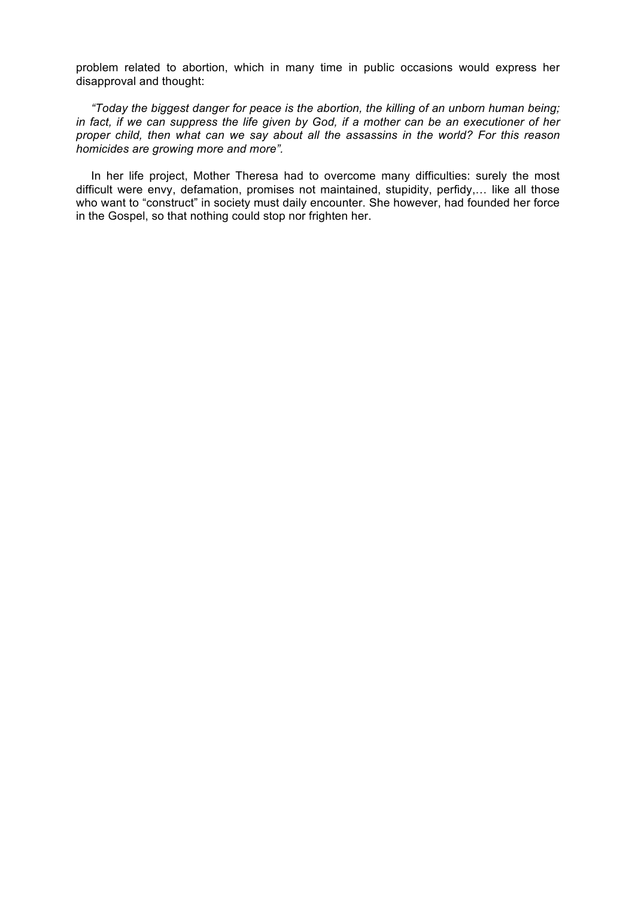problem related to abortion, which in many time in public occasions would express her disapproval and thought:

*“Today the biggest danger for peace is the abortion, the killing of an unborn human being; in fact, if we can suppress the life given by God, if a mother can be an executioner of her proper child, then what can we say about all the assassins in the world? For this reason homicides are growing more and more”.*

In her life project, Mother Theresa had to overcome many difficulties: surely the most difficult were envy, defamation, promises not maintained, stupidity, perfidy,… like all those who want to “construct” in society must daily encounter. She however, had founded her force in the Gospel, so that nothing could stop nor frighten her.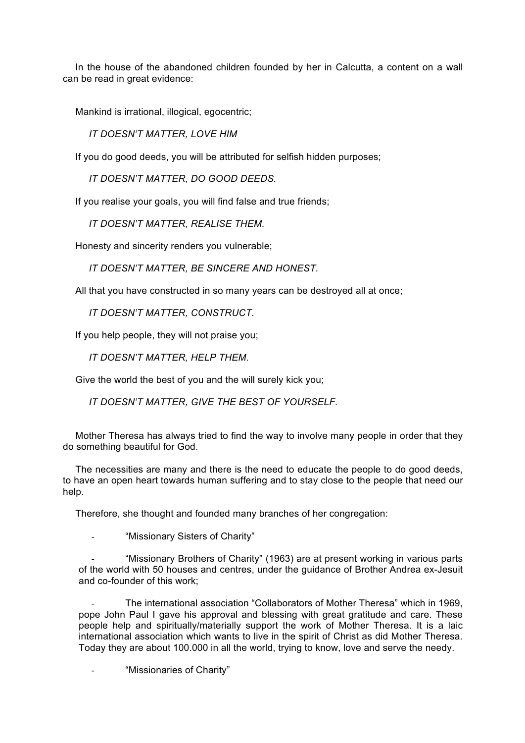In the house of the abandoned children founded by her in Calcutta, a content on a wall can be read in great evidence:

Mankind is irrational, illogical, egocentric;

*IT DOESN'T MATTER, LOVE HIM*

If you do good deeds, you will be attributed for selfish hidden purposes;

*IT DOESN'T MATTER, DO GOOD DEEDS.*

If you realise your goals, you will find false and true friends;

*IT DOESN'T MATTER, REALISE THEM.*

Honesty and sincerity renders you vulnerable;

*IT DOESN'T MATTER, BE SINCERE AND HONEST.*

All that you have constructed in so many years can be destroyed all at once;

*IT DOESN'T MATTER, CONSTRUCT.*

If you help people, they will not praise you;

*IT DOESN'T MATTER, HELP THEM.*

Give the world the best of you and the will surely kick you;

*IT DOESN'T MATTER, GIVE THE BEST OF YOURSELF.*

Mother Theresa has always tried to find the way to involve many people in order that they do something beautiful for God.

The necessities are many and there is the need to educate the people to do good deeds, to have an open heart towards human suffering and to stay close to the people that need our help.

Therefore, she thought and founded many branches of her congregation:

- "Missionary Sisters of Charity"
- "Missionary Brothers of Charity" (1963) are at present working in various parts of the world with 50 houses and centres, under the guidance of Brother Andrea ex-Jesuit and co-founder of this work;
- The international association "Collaborators of Mother Theresa" which in 1969, pope John Paul I gave his approval and blessing with great gratitude and care. These people help and spiritually/materially support the work of Mother Theresa. It is a laic international association which wants to live in the spirit of Christ as did Mother Theresa. Today they are about 100.000 in all the world, trying to know, love and serve the needy.
- "Missionaries of Charity"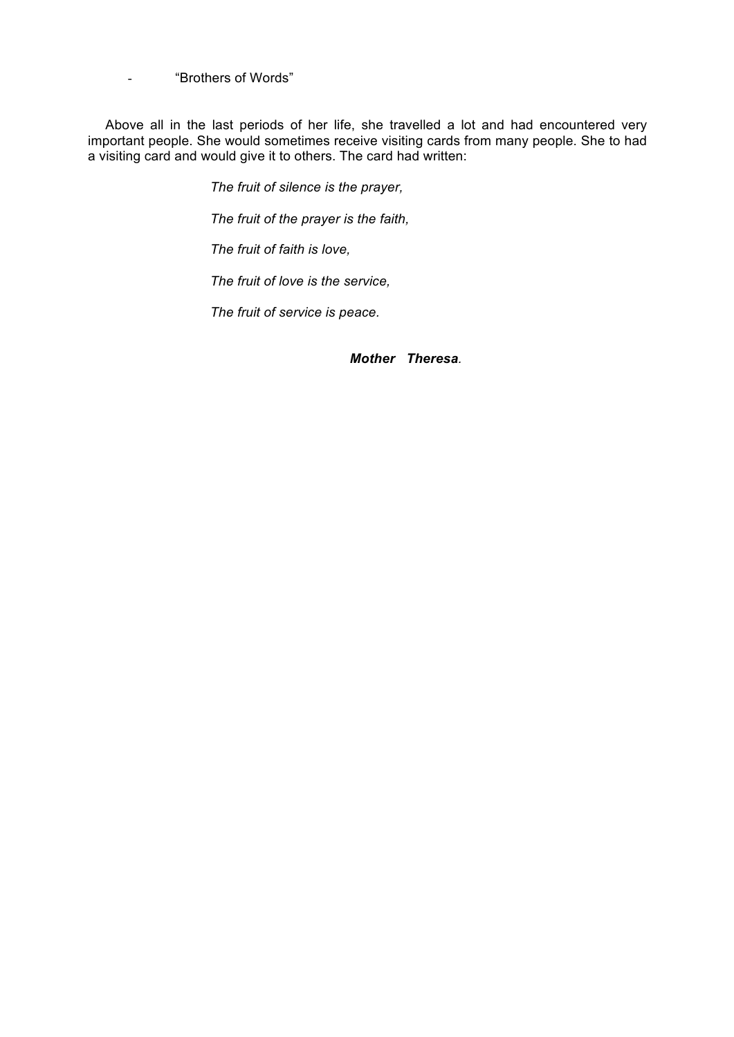- "Brothers of Words"

Above all in the last periods of her life, she travelled a lot and had encountered very important people. She would sometimes receive visiting cards from many people. She to had a visiting card and would give it to others. The card had written:

*The fruit of silence is the prayer,*

*The fruit of the prayer is the faith,*

*The fruit of faith is love,*

*The fruit of love is the service,*

*The fruit of service is peace.*

***Mother Theresa.***